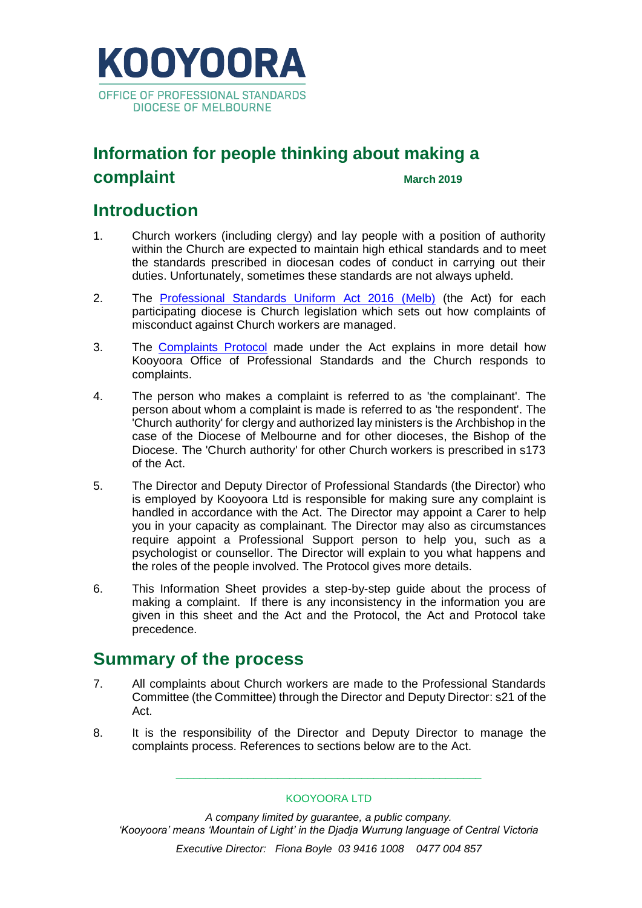# KOOYOORA

OFFICE OF PROFESSIONAL STANDARDS
DIOCESE OF MELBOURNE

## Information for people thinking about making a complaint

**March 2019**

## Introduction

1. Church workers (including clergy) and lay people with a position of authority within the Church are expected to maintain high ethical standards and to meet the standards prescribed in diocesan codes of conduct in carrying out their duties. Unfortunately, sometimes these standards are not always upheld.

2. The Professional Standards Uniform Act 2016 (Melb) (the Act) for each participating diocese is Church legislation which sets out how complaints of misconduct against Church workers are managed.

3. The Complaints Protocol made under the Act explains in more detail how Kooyoora Office of Professional Standards and the Church responds to complaints.

4. The person who makes a complaint is referred to as 'the complainant'. The person about whom a complaint is made is referred to as 'the respondent'. The 'Church authority' for clergy and authorized lay ministers is the Archbishop in the case of the Diocese of Melbourne and for other dioceses, the Bishop of the Diocese. The 'Church authority' for other Church workers is prescribed in s173 of the Act.

5. The Director and Deputy Director of Professional Standards (the Director) who is employed by Kooyoora Ltd is responsible for making sure any complaint is handled in accordance with the Act. The Director may appoint a Carer to help you in your capacity as complainant. The Director may also as circumstances require appoint a Professional Support person to help you, such as a psychologist or counsellor. The Director will explain to you what happens and the roles of the people involved. The Protocol gives more details.

6. This Information Sheet provides a step-by-step guide about the process of making a complaint. If there is any inconsistency in the information you are given in this sheet and the Act and the Protocol, the Act and Protocol take precedence.

## Summary of the process

7. All complaints about Church workers are made to the Professional Standards Committee (the Committee) through the Director and Deputy Director: s21 of the Act.

8. It is the responsibility of the Director and Deputy Director to manage the complaints process. References to sections below are to the Act.

KOOYOORA LTD

*A company limited by guarantee, a public company.*
*'Kooyoora' means 'Mountain of Light' in the Djadja Wurrung language of Central Victoria*

*Executive Director: Fiona Boyle 03 9416 1008 0477 004 857*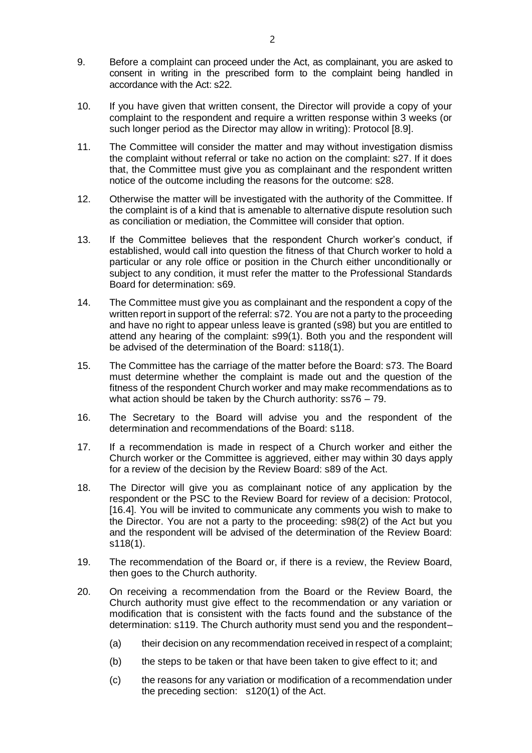9. Before a complaint can proceed under the Act, as complainant, you are asked to consent in writing in the prescribed form to the complaint being handled in accordance with the Act: s22.

10. If you have given that written consent, the Director will provide a copy of your complaint to the respondent and require a written response within 3 weeks (or such longer period as the Director may allow in writing): Protocol [8.9].

11. The Committee will consider the matter and may without investigation dismiss the complaint without referral or take no action on the complaint: s27. If it does that, the Committee must give you as complainant and the respondent written notice of the outcome including the reasons for the outcome: s28.

12. Otherwise the matter will be investigated with the authority of the Committee. If the complaint is of a kind that is amenable to alternative dispute resolution such as conciliation or mediation, the Committee will consider that option.

13. If the Committee believes that the respondent Church worker's conduct, if established, would call into question the fitness of that Church worker to hold a particular or any role office or position in the Church either unconditionally or subject to any condition, it must refer the matter to the Professional Standards Board for determination: s69.

14. The Committee must give you as complainant and the respondent a copy of the written report in support of the referral: s72. You are not a party to the proceeding and have no right to appear unless leave is granted (s98) but you are entitled to attend any hearing of the complaint: s99(1). Both you and the respondent will be advised of the determination of the Board: s118(1).

15. The Committee has the carriage of the matter before the Board: s73. The Board must determine whether the complaint is made out and the question of the fitness of the respondent Church worker and may make recommendations as to what action should be taken by the Church authority: ss76 – 79.

16. The Secretary to the Board will advise you and the respondent of the determination and recommendations of the Board: s118.

17. If a recommendation is made in respect of a Church worker and either the Church worker or the Committee is aggrieved, either may within 30 days apply for a review of the decision by the Review Board: s89 of the Act.

18. The Director will give you as complainant notice of any application by the respondent or the PSC to the Review Board for review of a decision: Protocol, [16.4]. You will be invited to communicate any comments you wish to make to the Director. You are not a party to the proceeding: s98(2) of the Act but you and the respondent will be advised of the determination of the Review Board: s118(1).

19. The recommendation of the Board or, if there is a review, the Review Board, then goes to the Church authority.

20. On receiving a recommendation from the Board or the Review Board, the Church authority must give effect to the recommendation or any variation or modification that is consistent with the facts found and the substance of the determination: s119. The Church authority must send you and the respondent–

    (a) their decision on any recommendation received in respect of a complaint;

    (b) the steps to be taken or that have been taken to give effect to it; and

    (c) the reasons for any variation or modification of a recommendation under the preceding section: s120(1) of the Act.